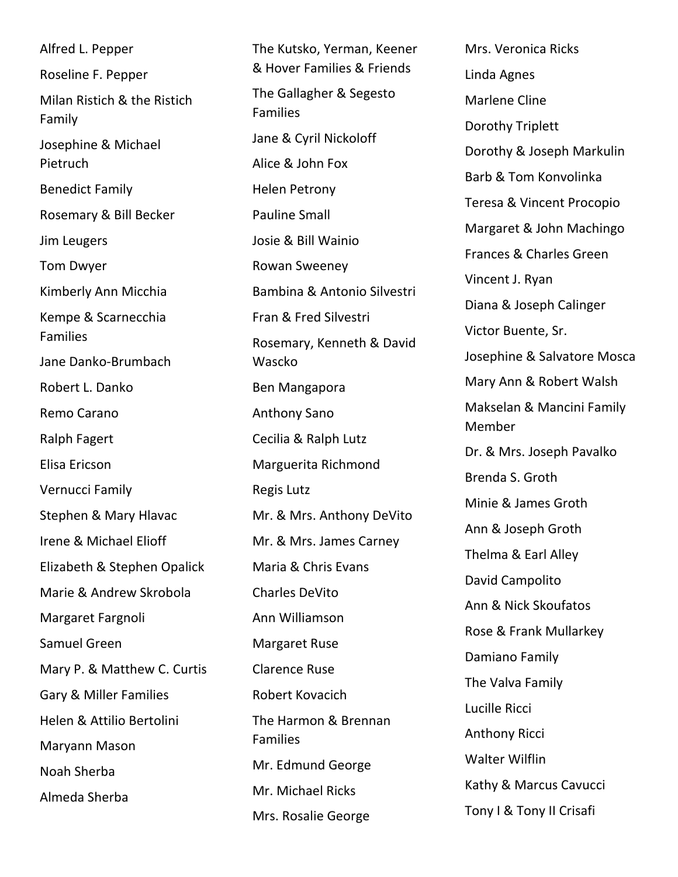Alfred L. Pepper

Roseline F. Pepper

Milan Ristich & the Ristich Family

Josephine & Michael Pietruch

Benedict Family

Rosemary & Bill Becker

Jim Leugers

Tom Dwyer

Kimberly Ann Micchia

Kempe & Scarnecchia Families

Jane Danko-Brumbach

Robert L. Danko

Remo Carano

Ralph Fagert

Elisa Ericson

Vernucci Family

Stephen & Mary Hlavac

Irene & Michael Elioff

Elizabeth & Stephen Opalick

Marie & Andrew Skrobola

Margaret Fargnoli

Samuel Green

Mary P. & Matthew C. Curtis

Gary & Miller Families

Helen & Attilio Bertolini

Maryann Mason

Noah Sherba

Almeda Sherba

The Kutsko, Yerman, Keener & Hover Families & Friends

The Gallagher & Segesto Families

Jane & Cyril Nickoloff

Alice & John Fox

Helen Petrony

Pauline Small

Josie & Bill Wainio

Rowan Sweeney

Bambina & Antonio Silvestri

Fran & Fred Silvestri

Rosemary, Kenneth & David Wascko

Ben Mangapora

Anthony Sano

Cecilia & Ralph Lutz

Marguerita Richmond

Regis Lutz

Mr. & Mrs. Anthony DeVito

Mr. & Mrs. James Carney

Maria & Chris Evans

Charles DeVito

Ann Williamson

Margaret Ruse

Clarence Ruse

Robert Kovacich

The Harmon & Brennan Families

Mr. Edmund George

Mr. Michael Ricks

Mrs. Rosalie George

Mrs. Veronica Ricks

Linda Agnes

Marlene Cline

Dorothy Triplett

Dorothy & Joseph Markulin

Barb & Tom Konvolinka

Teresa & Vincent Procopio

Margaret & John Machingo

Frances & Charles Green

Vincent J. Ryan

Diana & Joseph Calinger

Victor Buente, Sr.

Josephine & Salvatore Mosca

Mary Ann & Robert Walsh

Makselan & Mancini Family Member

Dr. & Mrs. Joseph Pavalko

Brenda S. Groth

Minie & James Groth

Ann & Joseph Groth

Thelma & Earl Alley

David Campolito

Ann & Nick Skoufatos

Rose & Frank Mullarkey

Damiano Family

The Valva Family

Lucille Ricci

Anthony Ricci

Walter Wilflin

Kathy & Marcus Cavucci

Tony I & Tony II Crisafi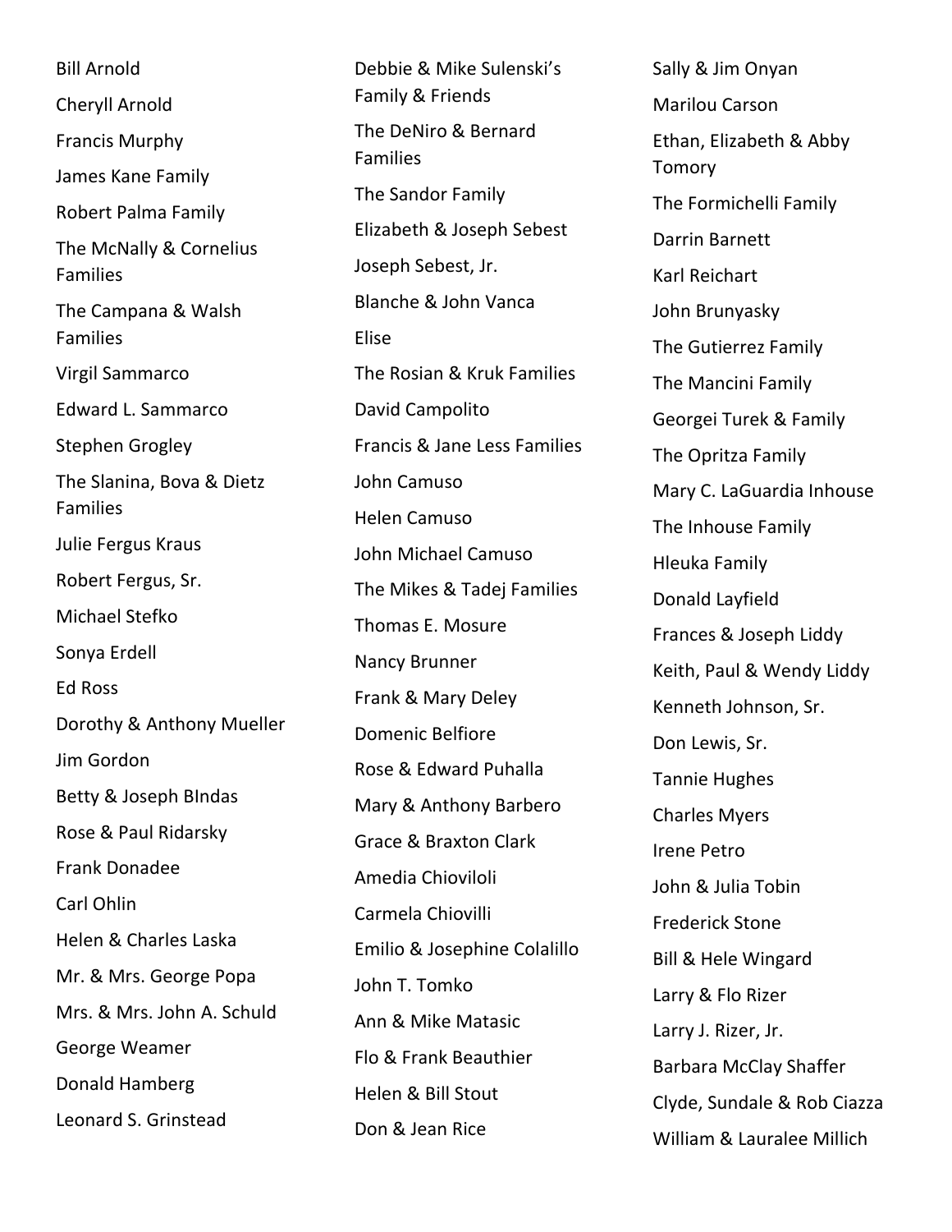Bill Arnold

Cheryll Arnold

Francis Murphy

James Kane Family

Robert Palma Family

The McNally & Cornelius Families

The Campana & Walsh Families

Virgil Sammarco

Edward L. Sammarco

Stephen Grogley

The Slanina, Bova & Dietz Families

Julie Fergus Kraus

Robert Fergus, Sr.

Michael Stefko

Sonya Erdell

Ed Ross

Dorothy & Anthony Mueller

Jim Gordon

Betty & Joseph BIndas

Rose & Paul Ridarsky

Frank Donadee

Carl Ohlin

Helen & Charles Laska

Mr. & Mrs. George Popa

Mrs. & Mrs. John A. Schuld

George Weamer

Donald Hamberg

Leonard S. Grinstead

Debbie & Mike Sulenski's Family & Friends

The DeNiro & Bernard Families

The Sandor Family

Elizabeth & Joseph Sebest

Joseph Sebest, Jr.

Blanche & John Vanca

Elise

The Rosian & Kruk Families

David Campolito

Francis & Jane Less Families

John Camuso

Helen Camuso

John Michael Camuso

The Mikes & Tadej Families

Thomas E. Mosure

Nancy Brunner

Frank & Mary Deley

Domenic Belfiore

Rose & Edward Puhalla

Mary & Anthony Barbero

Grace & Braxton Clark

Amedia Chioviloli

Carmela Chiovilli

Emilio & Josephine Colalillo

John T. Tomko

Ann & Mike Matasic

Flo & Frank Beauthier

Helen & Bill Stout

Don & Jean Rice

Sally & Jim Onyan

Marilou Carson

Ethan, Elizabeth & Abby Tomory

The Formichelli Family

Darrin Barnett

Karl Reichart

John Brunyasky

The Gutierrez Family

The Mancini Family

Georgei Turek & Family

The Opritza Family

Mary C. LaGuardia Inhouse

The Inhouse Family

Hleuka Family

Donald Layfield

Frances & Joseph Liddy

Keith, Paul & Wendy Liddy

Kenneth Johnson, Sr.

Don Lewis, Sr.

Tannie Hughes

Charles Myers

Irene Petro

John & Julia Tobin

Frederick Stone

Bill & Hele Wingard

Larry & Flo Rizer

Larry J. Rizer, Jr.

Barbara McClay Shaffer

Clyde, Sundale & Rob Ciazza

William & Lauralee Millich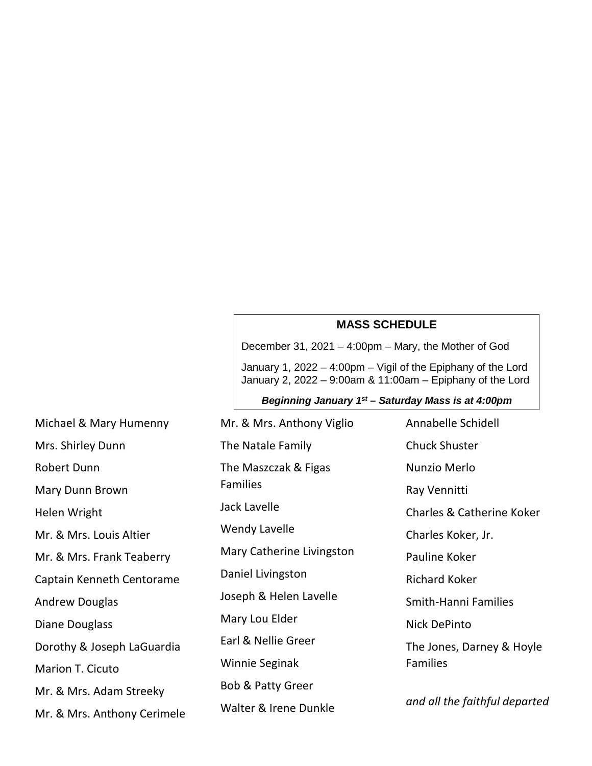## MASS SCHEDULE

December 31, 2021 – 4:00pm – Mary, the Mother of God

January 1, 2022 – 4:00pm – Vigil of the Epiphany of the Lord
January 2, 2022 – 9:00am & 11:00am – Epiphany of the Lord

***Beginning January 1st – Saturday Mass is at 4:00pm***

Michael & Mary Humenny
Mrs. Shirley Dunn
Robert Dunn
Mary Dunn Brown
Helen Wright
Mr. & Mrs. Louis Altier
Mr. & Mrs. Frank Teaberry
Captain Kenneth Centorame
Andrew Douglas
Diane Douglass
Dorothy & Joseph LaGuardia
Marion T. Cicuto
Mr. & Mrs. Adam Streeky
Mr. & Mrs. Anthony Cerimele

Mr. & Mrs. Anthony Viglio
The Natale Family
The Maszczak & Figas Families
Jack Lavelle
Wendy Lavelle
Mary Catherine Livingston
Daniel Livingston
Joseph & Helen Lavelle
Mary Lou Elder
Earl & Nellie Greer
Winnie Seginak
Bob & Patty Greer
Walter & Irene Dunkle

Annabelle Schidell
Chuck Shuster
Nunzio Merlo
Ray Vennitti
Charles & Catherine Koker
Charles Koker, Jr.
Pauline Koker
Richard Koker
Smith-Hanni Families
Nick DePinto
The Jones, Darney & Hoyle Families

*and all the faithful departed*